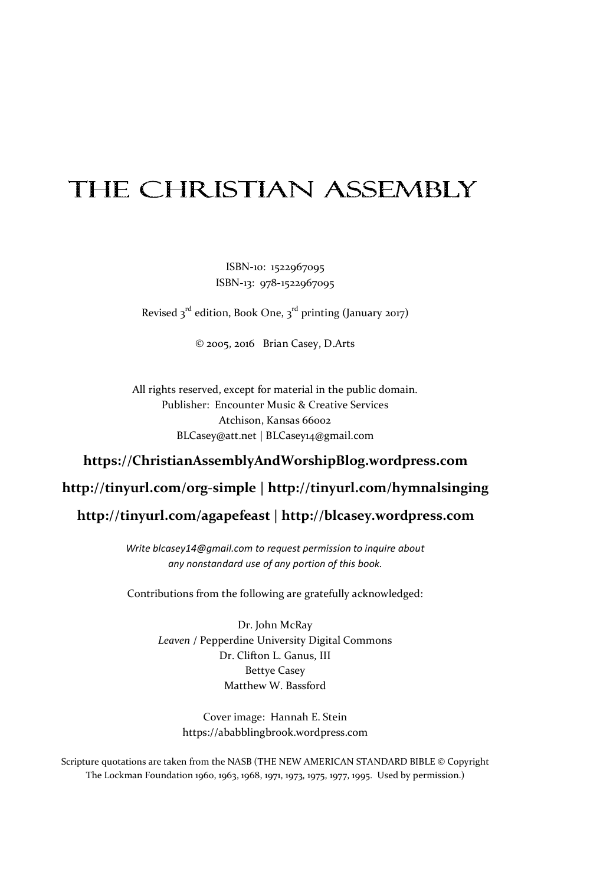# THE CHRISTIAN ASSEMBLY

ISBN-10: 1522967095
ISBN-13: 978-1522967095

Revised 3rd edition, Book One, 3rd printing (January 2017)

© 2005, 2016 Brian Casey, D.Arts

All rights reserved, except for material in the public domain.
Publisher: Encounter Music & Creative Services
Atchison, Kansas 66002
BLCasey@att.net | BLCasey14@gmail.com

**https://ChristianAssemblyAndWorshipBlog.wordpress.com**

**http://tinyurl.com/org-simple | http://tinyurl.com/hymnalsinging**

**http://tinyurl.com/agapefeast | http://blcasey.wordpress.com**

*Write blcasey14@gmail.com to request permission to inquire about any nonstandard use of any portion of this book.*

Contributions from the following are gratefully acknowledged:

Dr. John McRay
*Leaven* / Pepperdine University Digital Commons
Dr. Clifton L. Ganus, III
Bettye Casey
Matthew W. Bassford

Cover image: Hannah E. Stein
https://ababblingbrook.wordpress.com

Scripture quotations are taken from the NASB (THE NEW AMERICAN STANDARD BIBLE © Copyright The Lockman Foundation 1960, 1963, 1968, 1971, 1973, 1975, 1977, 1995. Used by permission.)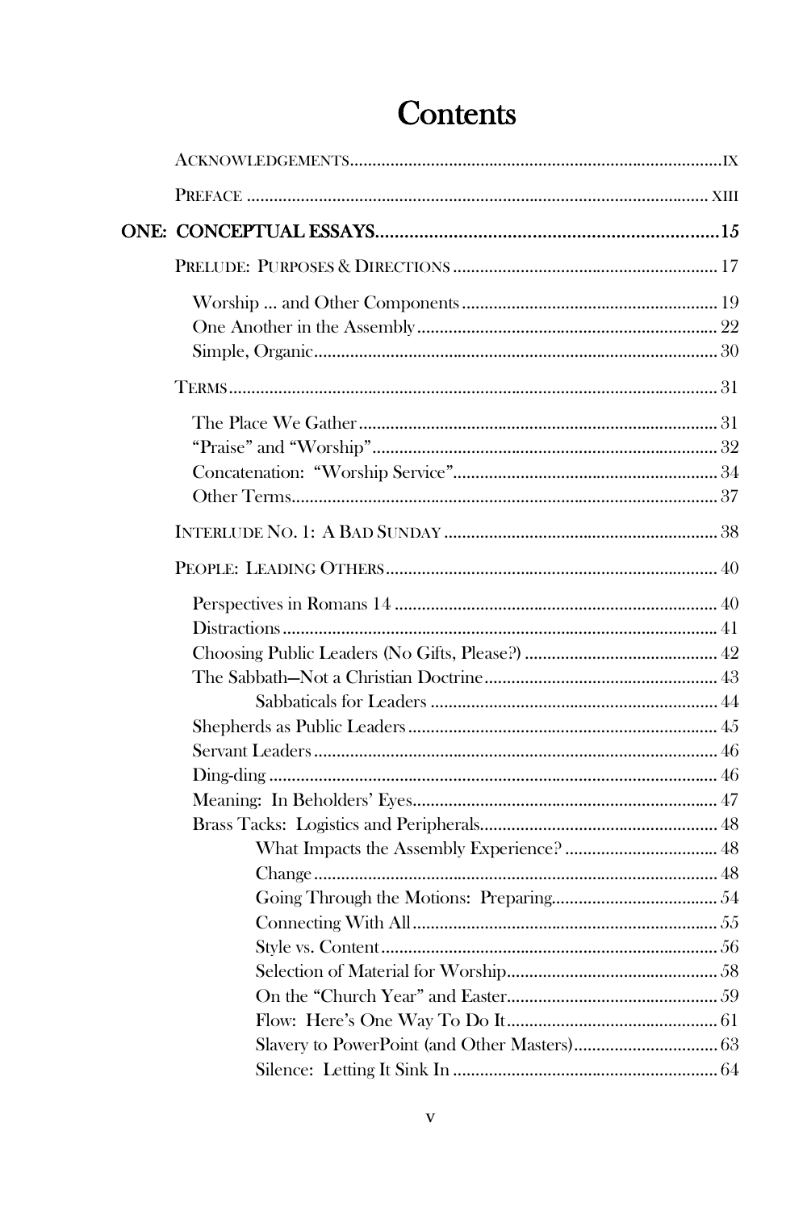# Contents

Acknowledgements ..... ix

Preface ..... xiii

**ONE: CONCEPTUAL ESSAYS ..... 15**

Prelude: Purposes & Directions ..... 17

- Worship ... and Other Components ..... 19
- One Another in the Assembly ..... 22
- Simple, Organic ..... 30

Terms ..... 31

- The Place We Gather ..... 31
- "Praise" and "Worship" ..... 32
- Concatenation: "Worship Service" ..... 34
- Other Terms ..... 37

Interlude No. 1: A Bad Sunday ..... 38

People: Leading Others ..... 40

- Perspectives in Romans 14 ..... 40
- Distractions ..... 41
- Choosing Public Leaders (No Gifts, Please?) ..... 42
- The Sabbath—Not a Christian Doctrine ..... 43
  - Sabbaticals for Leaders ..... 44
- Shepherds as Public Leaders ..... 45
- Servant Leaders ..... 46
- Ding-ding ..... 46
- Meaning: In Beholders' Eyes ..... 47
- Brass Tacks: Logistics and Peripherals ..... 48
  - What Impacts the Assembly Experience? ..... 48
  - Change ..... 48
  - Going Through the Motions: Preparing ..... 54
  - Connecting With All ..... 55
  - Style vs. Content ..... 56
  - Selection of Material for Worship ..... 58
  - On the "Church Year" and Easter ..... 59
  - Flow: Here's One Way To Do It ..... 61
  - Slavery to PowerPoint (and Other Masters) ..... 63
  - Silence: Letting It Sink In ..... 64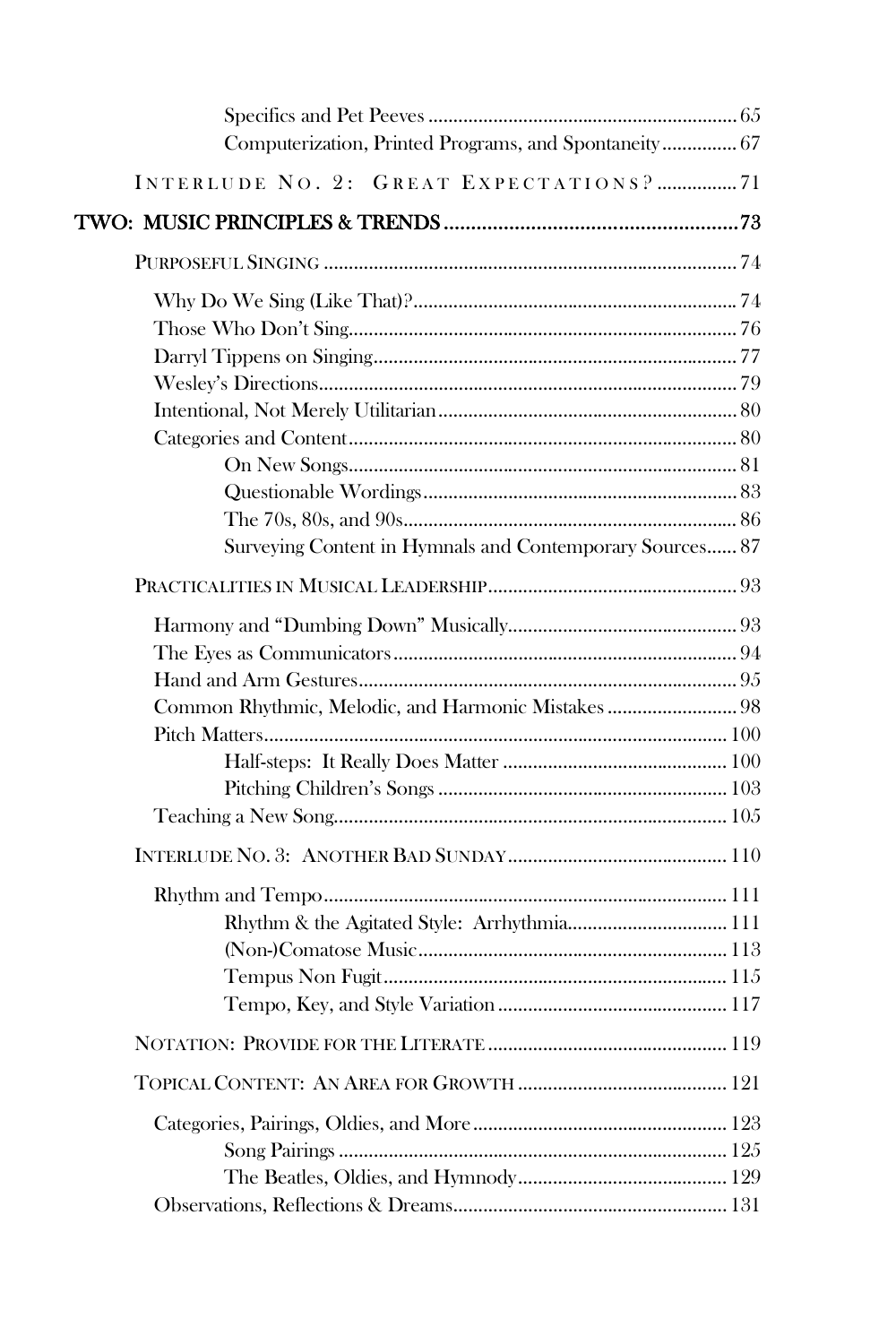Specifics and Pet Peeves ........................................................... 65
Computerization, Printed Programs, and Spontaneity ............... 67

INTERLUDE NO. 2: GREAT EXPECTATIONS? ................ 71

**TWO: MUSIC PRINCIPLES & TRENDS ....................................................... 73**

PURPOSEFUL SINGING ................................................................ 74

Why Do We Sing (Like That)? ................................................... 74
Those Who Don't Sing ................................................................ 76
Darryl Tippens on Singing ........................................................... 77
Wesley's Directions ..................................................................... 79
Intentional, Not Merely Utilitarian ............................................. 80
Categories and Content ............................................................... 80
On New Songs ............................................................................. 81
Questionable Wordings ............................................................... 83
The 70s, 80s, and 90s ................................................................... 86
Surveying Content in Hymnals and Contemporary Sources ...... 87

PRACTICALITIES IN MUSICAL LEADERSHIP ................................................ 93

Harmony and "Dumbing Down" Musically ................................ 93
The Eyes as Communicators ....................................................... 94
Hand and Arm Gestures .............................................................. 95
Common Rhythmic, Melodic, and Harmonic Mistakes ............... 98
Pitch Matters ............................................................................... 100
Half-steps: It Really Does Matter ............................................. 100
Pitching Children's Songs .......................................................... 103
Teaching a New Song ................................................................ 105

INTERLUDE NO. 3: ANOTHER BAD SUNDAY ............................................ 110

Rhythm and Tempo .................................................................... 111
Rhythm & the Agitated Style: Arrhythmia ................................. 111
(Non-)Comatose Music .............................................................. 113
Tempus Non Fugit ...................................................................... 115
Tempo, Key, and Style Variation ............................................... 117

NOTATION: PROVIDE FOR THE LITERATE ................................................ 119

TOPICAL CONTENT: AN AREA FOR GROWTH ........................................... 121

Categories, Pairings, Oldies, and More ..................................... 123
Song Pairings .............................................................................. 125
The Beatles, Oldies, and Hymnody ............................................ 129
Observations, Reflections & Dreams ......................................... 131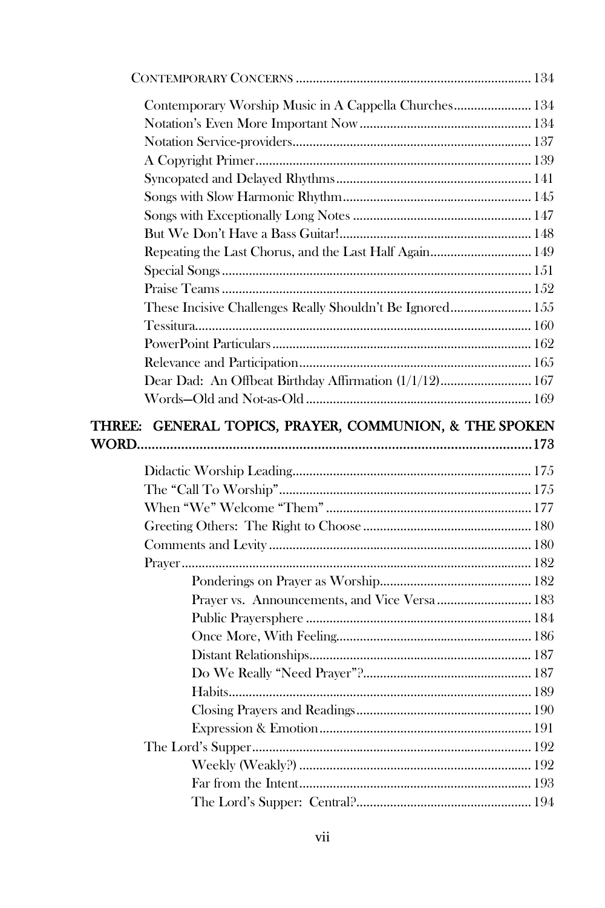Contemporary Concerns ..................... 134

- Contemporary Worship Music in A Cappella Churches ..................... 134
- Notation's Even More Important Now ..................... 134
- Notation Service-providers ..................... 137
- A Copyright Primer ..................... 139
- Syncopated and Delayed Rhythms ..................... 141
- Songs with Slow Harmonic Rhythm ..................... 145
- Songs with Exceptionally Long Notes ..................... 147
- But We Don't Have a Bass Guitar! ..................... 148
- Repeating the Last Chorus, and the Last Half Again ..................... 149
- Special Songs ..................... 151
- Praise Teams ..................... 152
- These Incisive Challenges Really Shouldn't Be Ignored ..................... 155
- Tessitura ..................... 160
- PowerPoint Particulars ..................... 162
- Relevance and Participation ..................... 165
- Dear Dad: An Offbeat Birthday Affirmation (1/1/12) ..................... 167
- Words—Old and Not-as-Old ..................... 169

**THREE: GENERAL TOPICS, PRAYER, COMMUNION, & THE SPOKEN WORD ..................... 173**

- Didactic Worship Leading ..................... 175
- The "Call To Worship" ..................... 175
- When "We" Welcome "Them" ..................... 177
- Greeting Others: The Right to Choose ..................... 180
- Comments and Levity ..................... 180
- Prayer ..................... 182
  - Ponderings on Prayer as Worship ..................... 182
  - Prayer vs. Announcements, and Vice Versa ..................... 183
  - Public Prayersphere ..................... 184
  - Once More, With Feeling ..................... 186
  - Distant Relationships ..................... 187
  - Do We Really "Need Prayer"? ..................... 187
  - Habits ..................... 189
  - Closing Prayers and Readings ..................... 190
  - Expression & Emotion ..................... 191
- The Lord's Supper ..................... 192
  - Weekly (Weakly?) ..................... 192
  - Far from the Intent ..................... 193
  - The Lord's Supper: Central? ..................... 194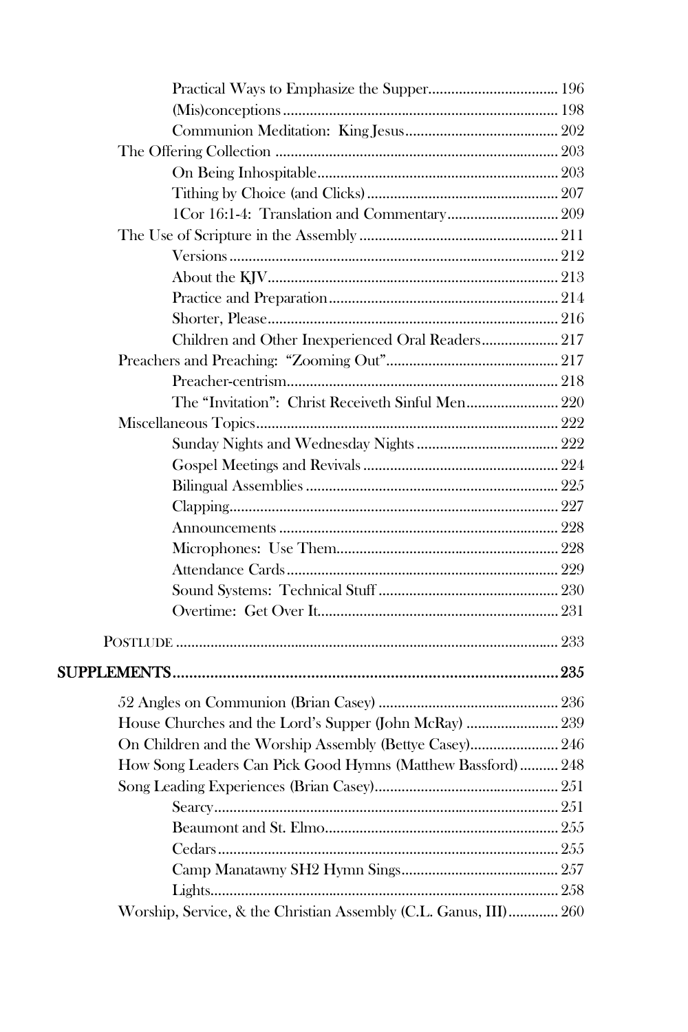- Practical Ways to Emphasize the Supper ... 196
- (Mis)conceptions ... 198
- Communion Meditation: King Jesus ... 202

The Offering Collection ... 203

- On Being Inhospitable ... 203
- Tithing by Choice (and Clicks) ... 207
- 1Cor 16:1-4: Translation and Commentary ... 209

The Use of Scripture in the Assembly ... 211

- Versions ... 212
- About the KJV ... 213
- Practice and Preparation ... 214
- Shorter, Please ... 216
- Children and Other Inexperienced Oral Readers ... 217

Preachers and Preaching: "Zooming Out" ... 217

- Preacher-centrism ... 218
- The "Invitation": Christ Receiveth Sinful Men ... 220

Miscellaneous Topics ... 222

- Sunday Nights and Wednesday Nights ... 222
- Gospel Meetings and Revivals ... 224
- Bilingual Assemblies ... 225
- Clapping ... 227
- Announcements ... 228
- Microphones: Use Them ... 228
- Attendance Cards ... 229
- Sound Systems: Technical Stuff ... 230
- Overtime: Get Over It ... 231

POSTLUDE ... 233

**SUPPLEMENTS ... 235**

52 Angles on Communion (Brian Casey) ... 236

House Churches and the Lord's Supper (John McRay) ... 239

On Children and the Worship Assembly (Bettye Casey) ... 246

How Song Leaders Can Pick Good Hymns (Matthew Bassford) ... 248

Song Leading Experiences (Brian Casey) ... 251

- Searcy ... 251
- Beaumont and St. Elmo ... 255
- Cedars ... 255
- Camp Manatawny SH2 Hymn Sings ... 257
- Lights ... 258

Worship, Service, & the Christian Assembly (C.L. Ganus, III) ... 260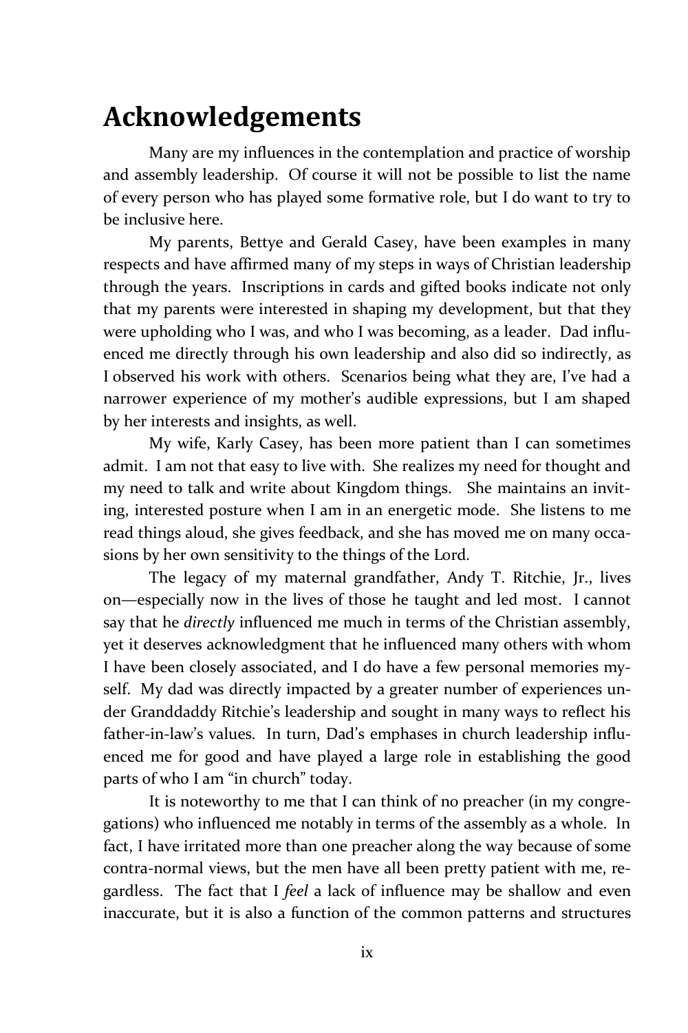# Acknowledgements

Many are my influences in the contemplation and practice of worship and assembly leadership. Of course it will not be possible to list the name of every person who has played some formative role, but I do want to try to be inclusive here.

My parents, Bettye and Gerald Casey, have been examples in many respects and have affirmed many of my steps in ways of Christian leadership through the years. Inscriptions in cards and gifted books indicate not only that my parents were interested in shaping my development, but that they were upholding who I was, and who I was becoming, as a leader. Dad influenced me directly through his own leadership and also did so indirectly, as I observed his work with others. Scenarios being what they are, I've had a narrower experience of my mother's audible expressions, but I am shaped by her interests and insights, as well.

My wife, Karly Casey, has been more patient than I can sometimes admit. I am not that easy to live with. She realizes my need for thought and my need to talk and write about Kingdom things. She maintains an inviting, interested posture when I am in an energetic mode. She listens to me read things aloud, she gives feedback, and she has moved me on many occasions by her own sensitivity to the things of the Lord.

The legacy of my maternal grandfather, Andy T. Ritchie, Jr., lives on—especially now in the lives of those he taught and led most. I cannot say that he *directly* influenced me much in terms of the Christian assembly, yet it deserves acknowledgment that he influenced many others with whom I have been closely associated, and I do have a few personal memories myself. My dad was directly impacted by a greater number of experiences under Granddaddy Ritchie's leadership and sought in many ways to reflect his father-in-law's values. In turn, Dad's emphases in church leadership influenced me for good and have played a large role in establishing the good parts of who I am "in church" today.

It is noteworthy to me that I can think of no preacher (in my congregations) who influenced me notably in terms of the assembly as a whole. In fact, I have irritated more than one preacher along the way because of some contra-normal views, but the men have all been pretty patient with me, regardless. The fact that I *feel* a lack of influence may be shallow and even inaccurate, but it is also a function of the common patterns and structures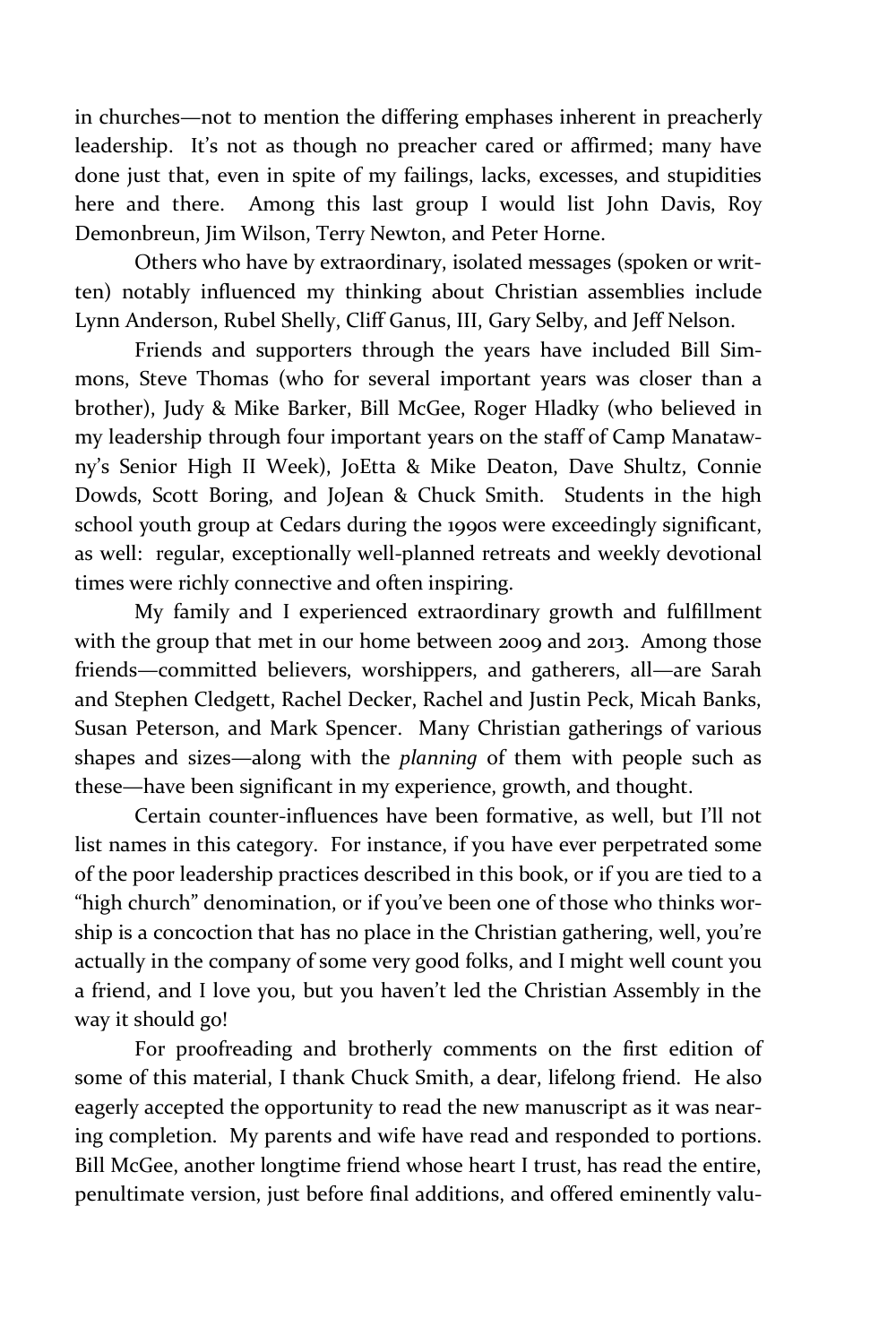in churches—not to mention the differing emphases inherent in preacherly leadership. It's not as though no preacher cared or affirmed; many have done just that, even in spite of my failings, lacks, excesses, and stupidities here and there. Among this last group I would list John Davis, Roy Demonbreun, Jim Wilson, Terry Newton, and Peter Horne.

Others who have by extraordinary, isolated messages (spoken or written) notably influenced my thinking about Christian assemblies include Lynn Anderson, Rubel Shelly, Cliff Ganus, III, Gary Selby, and Jeff Nelson.

Friends and supporters through the years have included Bill Simmons, Steve Thomas (who for several important years was closer than a brother), Judy & Mike Barker, Bill McGee, Roger Hladky (who believed in my leadership through four important years on the staff of Camp Manatawny's Senior High II Week), JoEtta & Mike Deaton, Dave Shultz, Connie Dowds, Scott Boring, and JoJean & Chuck Smith. Students in the high school youth group at Cedars during the 1990s were exceedingly significant, as well: regular, exceptionally well-planned retreats and weekly devotional times were richly connective and often inspiring.

My family and I experienced extraordinary growth and fulfillment with the group that met in our home between 2009 and 2013. Among those friends—committed believers, worshippers, and gatherers, all—are Sarah and Stephen Cledgett, Rachel Decker, Rachel and Justin Peck, Micah Banks, Susan Peterson, and Mark Spencer. Many Christian gatherings of various shapes and sizes—along with the *planning* of them with people such as these—have been significant in my experience, growth, and thought.

Certain counter-influences have been formative, as well, but I'll not list names in this category. For instance, if you have ever perpetrated some of the poor leadership practices described in this book, or if you are tied to a "high church" denomination, or if you've been one of those who thinks worship is a concoction that has no place in the Christian gathering, well, you're actually in the company of some very good folks, and I might well count you a friend, and I love you, but you haven't led the Christian Assembly in the way it should go!

For proofreading and brotherly comments on the first edition of some of this material, I thank Chuck Smith, a dear, lifelong friend. He also eagerly accepted the opportunity to read the new manuscript as it was nearing completion. My parents and wife have read and responded to portions. Bill McGee, another longtime friend whose heart I trust, has read the entire, penultimate version, just before final additions, and offered eminently valu-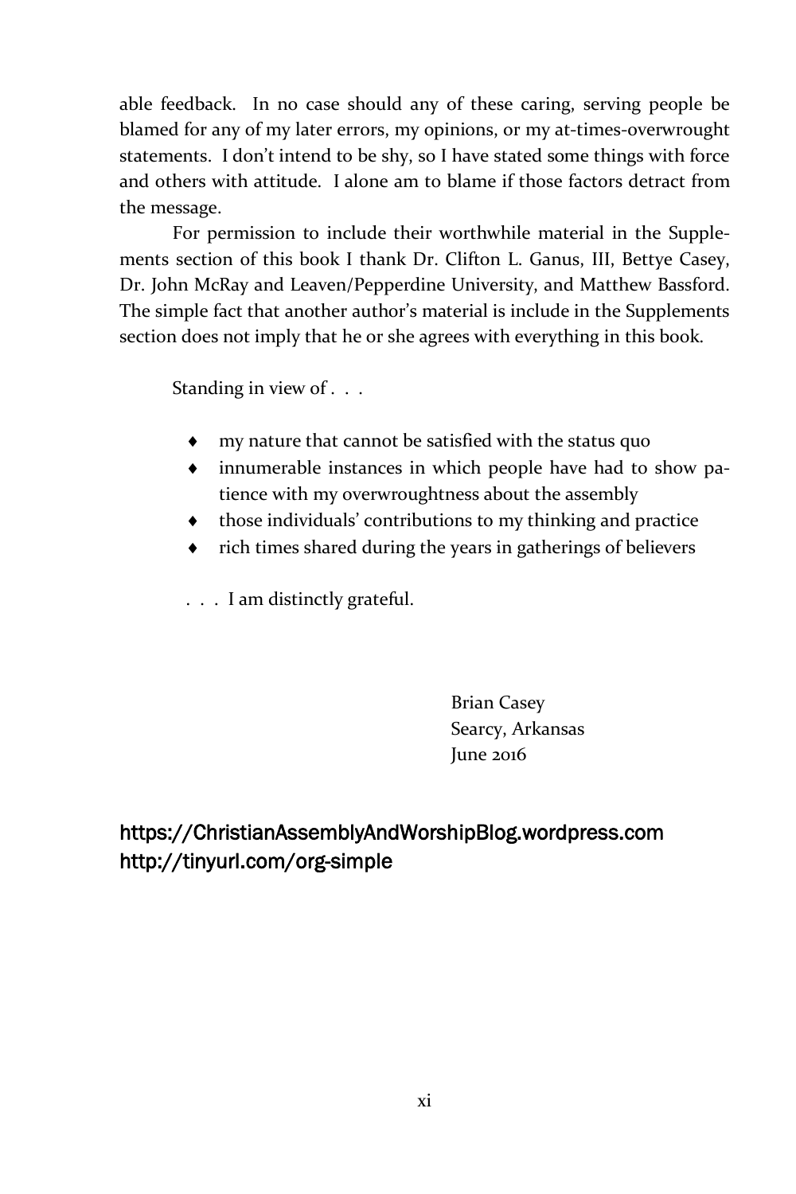able feedback. In no case should any of these caring, serving people be blamed for any of my later errors, my opinions, or my at-times-overwrought statements. I don't intend to be shy, so I have stated some things with force and others with attitude. I alone am to blame if those factors detract from the message.

For permission to include their worthwhile material in the Supplements section of this book I thank Dr. Clifton L. Ganus, III, Bettye Casey, Dr. John McRay and Leaven/Pepperdine University, and Matthew Bassford. The simple fact that another author's material is include in the Supplements section does not imply that he or she agrees with everything in this book.

Standing in view of . . .

- my nature that cannot be satisfied with the status quo
- innumerable instances in which people have had to show patience with my overwroughtness about the assembly
- those individuals' contributions to my thinking and practice
- rich times shared during the years in gatherings of believers

. . . I am distinctly grateful.

Brian Casey  
Searcy, Arkansas  
June 2016

https://ChristianAssemblyAndWorshipBlog.wordpress.com  
http://tinyurl.com/org-simple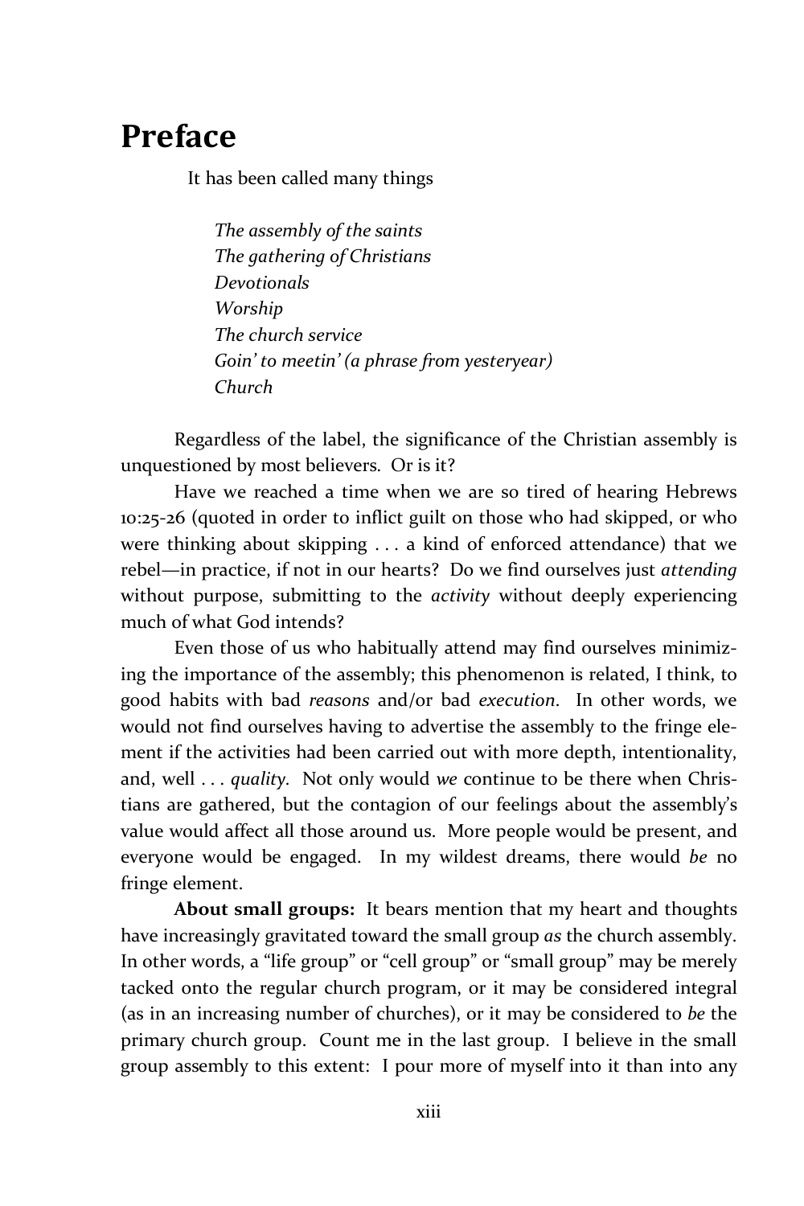# Preface

It has been called many things

*The assembly of the saints*
*The gathering of Christians*
*Devotionals*
*Worship*
*The church service*
*Goin' to meetin' (a phrase from yesteryear)*
*Church*

Regardless of the label, the significance of the Christian assembly is unquestioned by most believers. Or is it?

Have we reached a time when we are so tired of hearing Hebrews 10:25-26 (quoted in order to inflict guilt on those who had skipped, or who were thinking about skipping . . . a kind of enforced attendance) that we rebel—in practice, if not in our hearts? Do we find ourselves just *attending* without purpose, submitting to the *activity* without deeply experiencing much of what God intends?

Even those of us who habitually attend may find ourselves minimizing the importance of the assembly; this phenomenon is related, I think, to good habits with bad *reasons* and/or bad *execution*. In other words, we would not find ourselves having to advertise the assembly to the fringe element if the activities had been carried out with more depth, intentionality, and, well . . . *quality*. Not only would *we* continue to be there when Christians are gathered, but the contagion of our feelings about the assembly's value would affect all those around us. More people would be present, and everyone would be engaged. In my wildest dreams, there would *be* no fringe element.

**About small groups:** It bears mention that my heart and thoughts have increasingly gravitated toward the small group *as* the church assembly. In other words, a "life group" or "cell group" or "small group" may be merely tacked onto the regular church program, or it may be considered integral (as in an increasing number of churches), or it may be considered to *be* the primary church group. Count me in the last group. I believe in the small group assembly to this extent: I pour more of myself into it than into any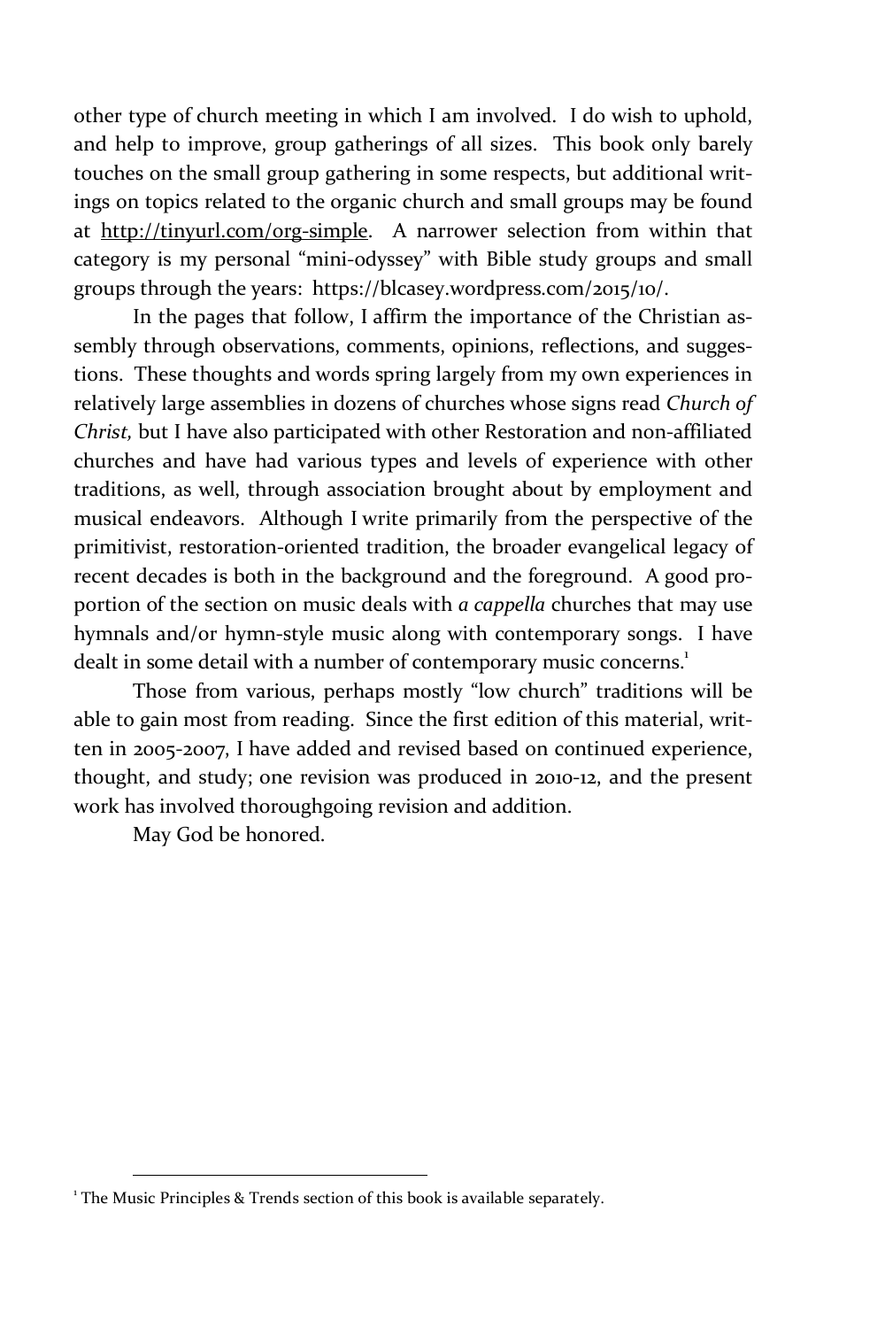other type of church meeting in which I am involved. I do wish to uphold, and help to improve, group gatherings of all sizes. This book only barely touches on the small group gathering in some respects, but additional writings on topics related to the organic church and small groups may be found at http://tinyurl.com/org-simple. A narrower selection from within that category is my personal "mini-odyssey" with Bible study groups and small groups through the years: https://blcasey.wordpress.com/2015/10/.

In the pages that follow, I affirm the importance of the Christian assembly through observations, comments, opinions, reflections, and suggestions. These thoughts and words spring largely from my own experiences in relatively large assemblies in dozens of churches whose signs read *Church of Christ,* but I have also participated with other Restoration and non-affiliated churches and have had various types and levels of experience with other traditions, as well, through association brought about by employment and musical endeavors. Although I write primarily from the perspective of the primitivist, restoration-oriented tradition, the broader evangelical legacy of recent decades is both in the background and the foreground. A good proportion of the section on music deals with *a cappella* churches that may use hymnals and/or hymn-style music along with contemporary songs. I have dealt in some detail with a number of contemporary music concerns.[1]

Those from various, perhaps mostly "low church" traditions will be able to gain most from reading. Since the first edition of this material, written in 2005-2007, I have added and revised based on continued experience, thought, and study; one revision was produced in 2010-12, and the present work has involved thoroughgoing revision and addition.

May God be honored.

---

[1] The Music Principles & Trends section of this book is available separately.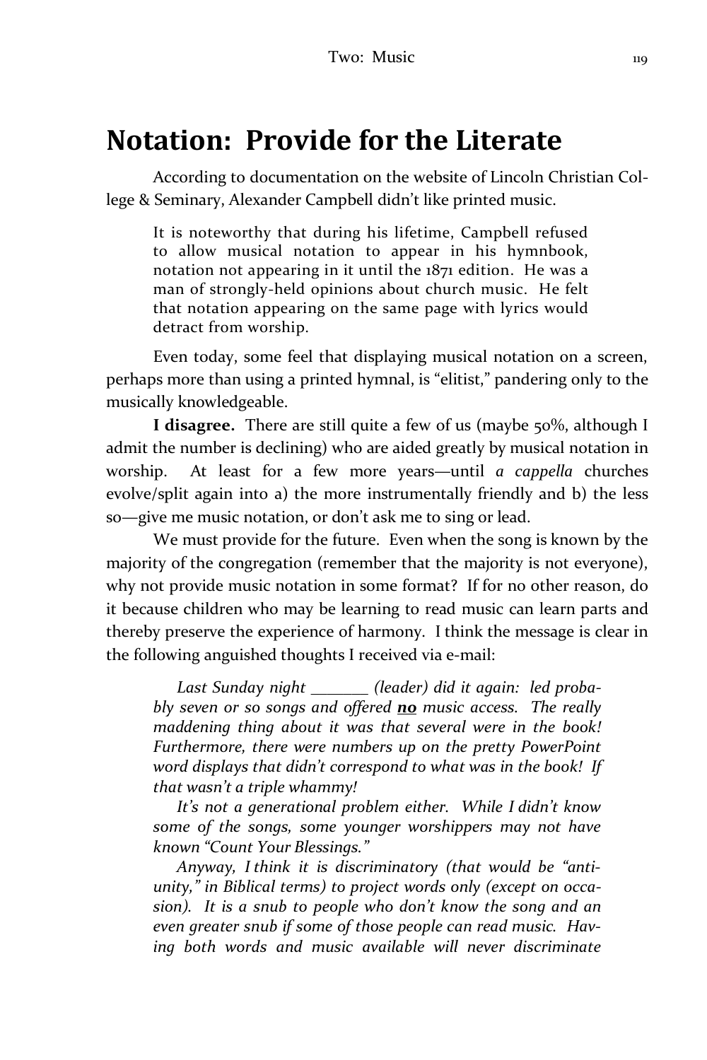# Notation: Provide for the Literate

According to documentation on the website of Lincoln Christian College & Seminary, Alexander Campbell didn't like printed music.

> It is noteworthy that during his lifetime, Campbell refused to allow musical notation to appear in his hymnbook, notation not appearing in it until the 1871 edition. He was a man of strongly-held opinions about church music. He felt that notation appearing on the same page with lyrics would detract from worship.

Even today, some feel that displaying musical notation on a screen, perhaps more than using a printed hymnal, is "elitist," pandering only to the musically knowledgeable.

**I disagree.** There are still quite a few of us (maybe 50%, although I admit the number is declining) who are aided greatly by musical notation in worship. At least for a few more years—until *a cappella* churches evolve/split again into a) the more instrumentally friendly and b) the less so—give me music notation, or don't ask me to sing or lead.

We must provide for the future. Even when the song is known by the majority of the congregation (remember that the majority is not everyone), why not provide music notation in some format? If for no other reason, do it because children who may be learning to read music can learn parts and thereby preserve the experience of harmony. I think the message is clear in the following anguished thoughts I received via e-mail:

> *Last Sunday night _______ (leader) did it again: led probably seven or so songs and offered **no** music access. The really maddening thing about it was that several were in the book! Furthermore, there were numbers up on the pretty PowerPoint word displays that didn't correspond to what was in the book! If that wasn't a triple whammy!*
>
> *It's not a generational problem either. While I didn't know some of the songs, some younger worshippers may not have known "Count Your Blessings."*
>
> *Anyway, I think it is discriminatory (that would be "anti-unity," in Biblical terms) to project words only (except on occasion). It is a snub to people who don't know the song and an even greater snub if some of those people can read music. Having both words and music available will never discriminate*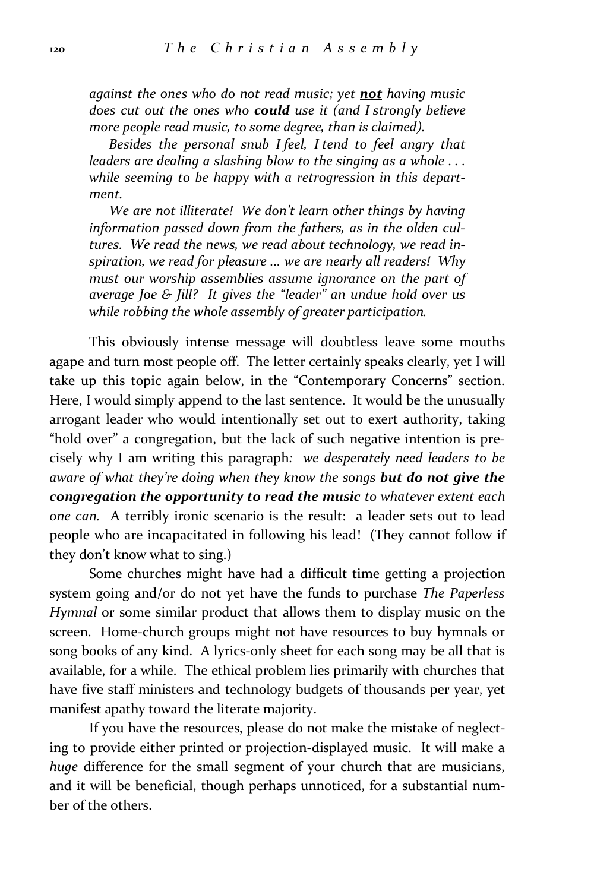> *against the ones who do not read music; yet **not** having music does cut out the ones who **could** use it (and I strongly believe more people read music, to some degree, than is claimed).*
>
> *Besides the personal snub I feel, I tend to feel angry that leaders are dealing a slashing blow to the singing as a whole . . . while seeming to be happy with a retrogression in this department.*
>
> *We are not illiterate! We don't learn other things by having information passed down from the fathers, as in the olden cultures. We read the news, we read about technology, we read inspiration, we read for pleasure ... we are nearly all readers! Why must our worship assemblies assume ignorance on the part of average Joe & Jill? It gives the "leader" an undue hold over us while robbing the whole assembly of greater participation.*

This obviously intense message will doubtless leave some mouths agape and turn most people off. The letter certainly speaks clearly, yet I will take up this topic again below, in the "Contemporary Concerns" section. Here, I would simply append to the last sentence. It would be the unusually arrogant leader who would intentionally set out to exert authority, taking "hold over" a congregation, but the lack of such negative intention is precisely why I am writing this paragraph*: we desperately need leaders to be aware of what they're doing when they know the songs **but do not give the congregation the opportunity to read the music** to whatever extent each one can.* A terribly ironic scenario is the result: a leader sets out to lead people who are incapacitated in following his lead! (They cannot follow if they don't know what to sing.)

Some churches might have had a difficult time getting a projection system going and/or do not yet have the funds to purchase *The Paperless Hymnal* or some similar product that allows them to display music on the screen. Home-church groups might not have resources to buy hymnals or song books of any kind. A lyrics-only sheet for each song may be all that is available, for a while. The ethical problem lies primarily with churches that have five staff ministers and technology budgets of thousands per year, yet manifest apathy toward the literate majority.

If you have the resources, please do not make the mistake of neglecting to provide either printed or projection-displayed music. It will make a *huge* difference for the small segment of your church that are musicians, and it will be beneficial, though perhaps unnoticed, for a substantial number of the others.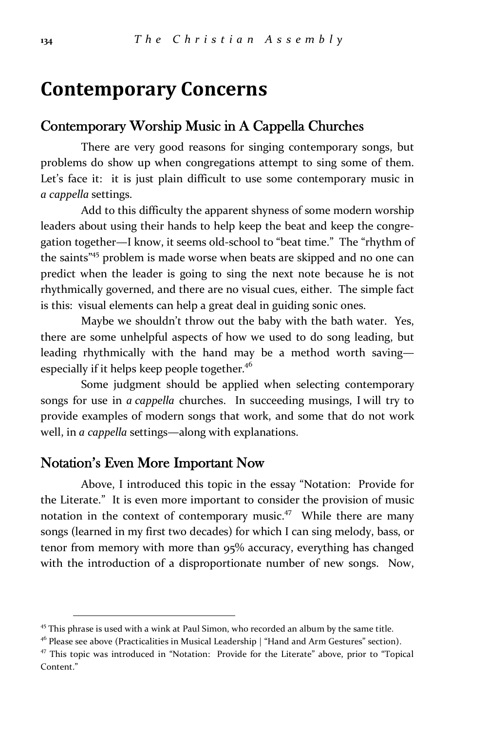# Contemporary Concerns

## Contemporary Worship Music in A Cappella Churches

There are very good reasons for singing contemporary songs, but problems do show up when congregations attempt to sing some of them. Let's face it: it is just plain difficult to use some contemporary music in *a cappella* settings.

Add to this difficulty the apparent shyness of some modern worship leaders about using their hands to help keep the beat and keep the congregation together—I know, it seems old-school to "beat time." The "rhythm of the saints"[45] problem is made worse when beats are skipped and no one can predict when the leader is going to sing the next note because he is not rhythmically governed, and there are no visual cues, either. The simple fact is this: visual elements can help a great deal in guiding sonic ones.

Maybe we shouldn't throw out the baby with the bath water. Yes, there are some unhelpful aspects of how we used to do song leading, but leading rhythmically with the hand may be a method worth saving—especially if it helps keep people together.[46]

Some judgment should be applied when selecting contemporary songs for use in *a cappella* churches. In succeeding musings, I will try to provide examples of modern songs that work, and some that do not work well, in *a cappella* settings—along with explanations.

## Notation's Even More Important Now

Above, I introduced this topic in the essay "Notation: Provide for the Literate." It is even more important to consider the provision of music notation in the context of contemporary music.[47] While there are many songs (learned in my first two decades) for which I can sing melody, bass, or tenor from memory with more than 95% accuracy, everything has changed with the introduction of a disproportionate number of new songs. Now,

---

[45] This phrase is used with a wink at Paul Simon, who recorded an album by the same title.

[46] Please see above (Practicalities in Musical Leadership | "Hand and Arm Gestures" section).

[47] This topic was introduced in "Notation: Provide for the Literate" above, prior to "Topical Content."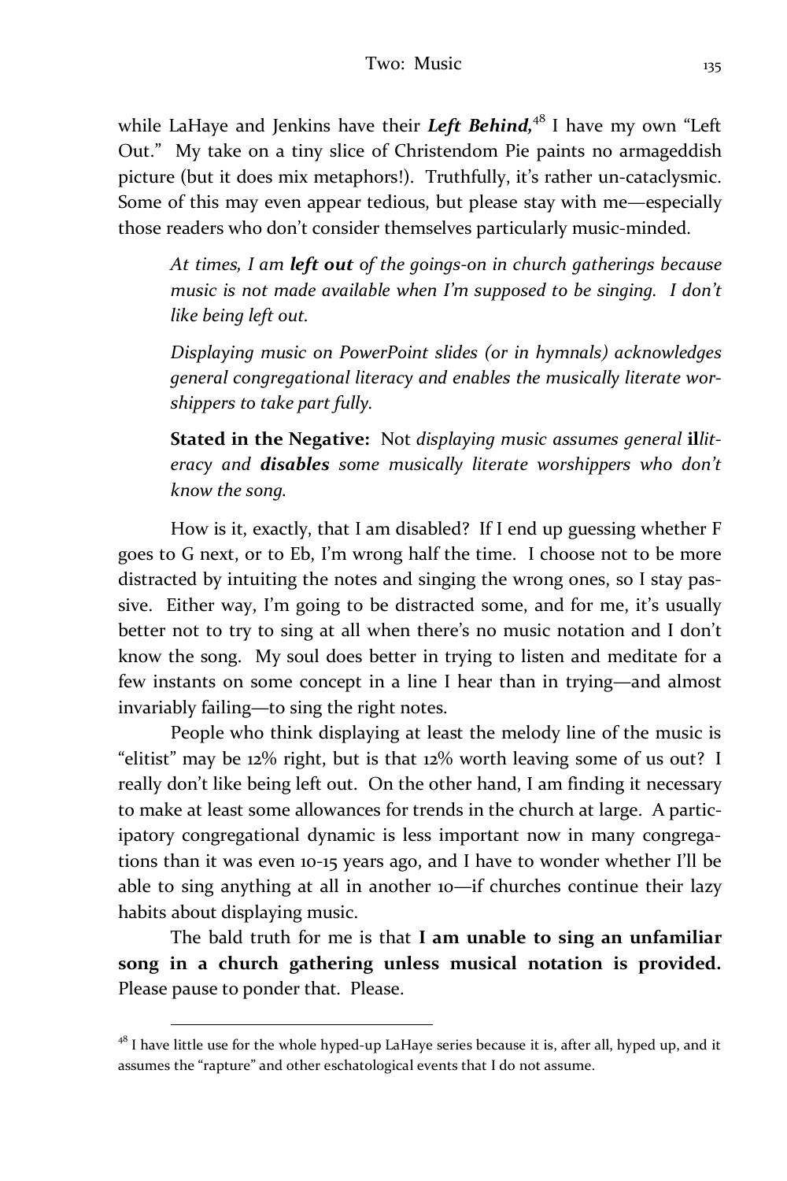while LaHaye and Jenkins have their ***Left Behind,***[48] I have my own "Left Out." My take on a tiny slice of Christendom Pie paints no armageddish picture (but it does mix metaphors!). Truthfully, it's rather un-cataclysmic. Some of this may even appear tedious, but please stay with me—especially those readers who don't consider themselves particularly music-minded.

> *At times, I am **left out** of the goings-on in church gatherings because music is not made available when I'm supposed to be singing. I don't like being left out.*
>
> *Displaying music on PowerPoint slides (or in hymnals) acknowledges general congregational literacy and enables the musically literate worshippers to take part fully.*
>
> **Stated in the Negative:** Not *displaying music assumes general* **il***literacy and **disables** some musically literate worshippers who don't know the song.*

How is it, exactly, that I am disabled? If I end up guessing whether F goes to G next, or to Eb, I'm wrong half the time. I choose not to be more distracted by intuiting the notes and singing the wrong ones, so I stay passive. Either way, I'm going to be distracted some, and for me, it's usually better not to try to sing at all when there's no music notation and I don't know the song. My soul does better in trying to listen and meditate for a few instants on some concept in a line I hear than in trying—and almost invariably failing—to sing the right notes.

People who think displaying at least the melody line of the music is "elitist" may be 12% right, but is that 12% worth leaving some of us out? I really don't like being left out. On the other hand, I am finding it necessary to make at least some allowances for trends in the church at large. A participatory congregational dynamic is less important now in many congregations than it was even 10-15 years ago, and I have to wonder whether I'll be able to sing anything at all in another 10—if churches continue their lazy habits about displaying music.

The bald truth for me is that **I am unable to sing an unfamiliar song in a church gathering unless musical notation is provided.** Please pause to ponder that. Please.

---

[48] I have little use for the whole hyped-up LaHaye series because it is, after all, hyped up, and it assumes the "rapture" and other eschatological events that I do not assume.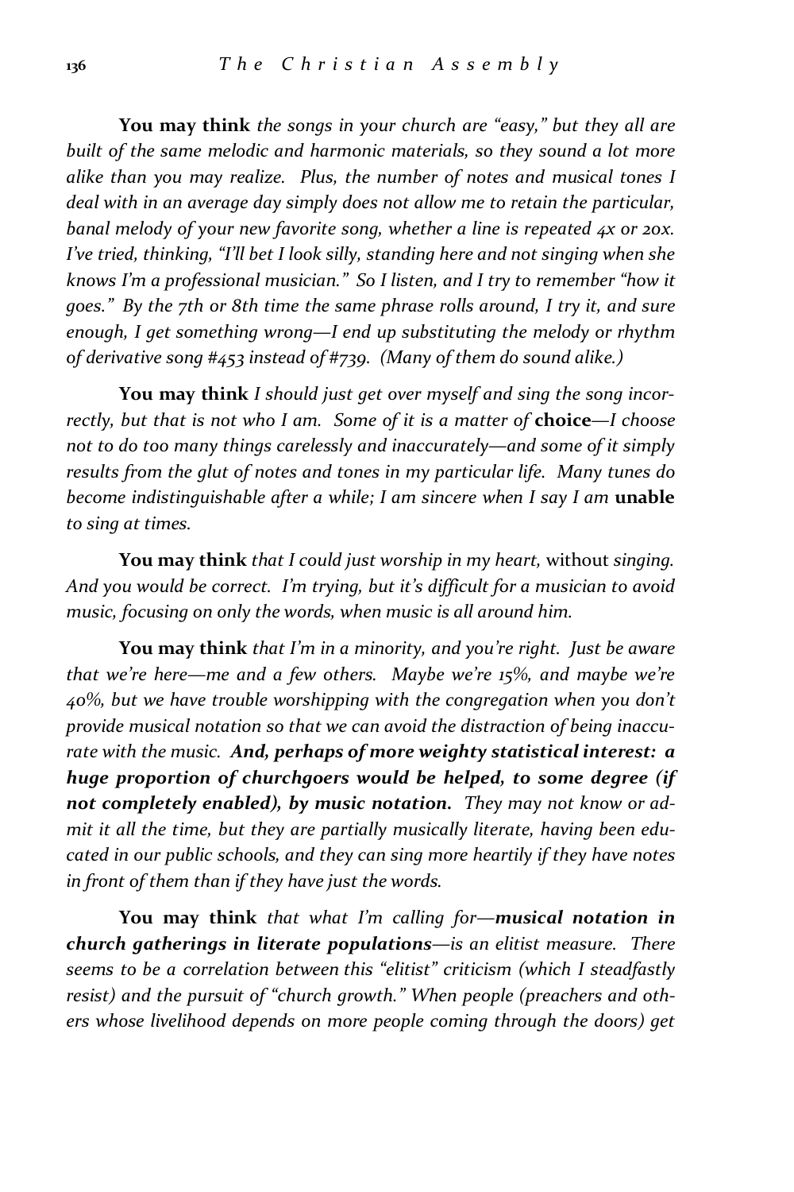**You may think** *the songs in your church are "easy," but they all are built of the same melodic and harmonic materials, so they sound a lot more alike than you may realize. Plus, the number of notes and musical tones I deal with in an average day simply does not allow me to retain the particular, banal melody of your new favorite song, whether a line is repeated 4x or 20x. I've tried, thinking, "I'll bet I look silly, standing here and not singing when she knows I'm a professional musician." So I listen, and I try to remember "how it goes." By the 7th or 8th time the same phrase rolls around, I try it, and sure enough, I get something wrong—I end up substituting the melody or rhythm of derivative song #453 instead of #739. (Many of them do sound alike.)*

**You may think** *I should just get over myself and sing the song incorrectly, but that is not who I am. Some of it is a matter of* **choice**—*I choose not to do too many things carelessly and inaccurately—and some of it simply results from the glut of notes and tones in my particular life. Many tunes do become indistinguishable after a while; I am sincere when I say I am* **unable** *to sing at times.*

**You may think** *that I could just worship in my heart,* without *singing. And you would be correct. I'm trying, but it's difficult for a musician to avoid music, focusing on only the words, when music is all around him.*

**You may think** *that I'm in a minority, and you're right. Just be aware that we're here—me and a few others. Maybe we're 15%, and maybe we're 40%, but we have trouble worshipping with the congregation when you don't provide musical notation so that we can avoid the distraction of being inaccurate with the music.* ***And, perhaps of more weighty statistical interest: a huge proportion of churchgoers would be helped, to some degree (if not completely enabled), by music notation.*** *They may not know or admit it all the time, but they are partially musically literate, having been educated in our public schools, and they can sing more heartily if they have notes in front of them than if they have just the words.*

**You may think** *that what I'm calling for—****musical notation in church gatherings in literate populations****—is an elitist measure. There seems to be a correlation between this "elitist" criticism (which I steadfastly resist) and the pursuit of "church growth." When people (preachers and others whose livelihood depends on more people coming through the doors) get*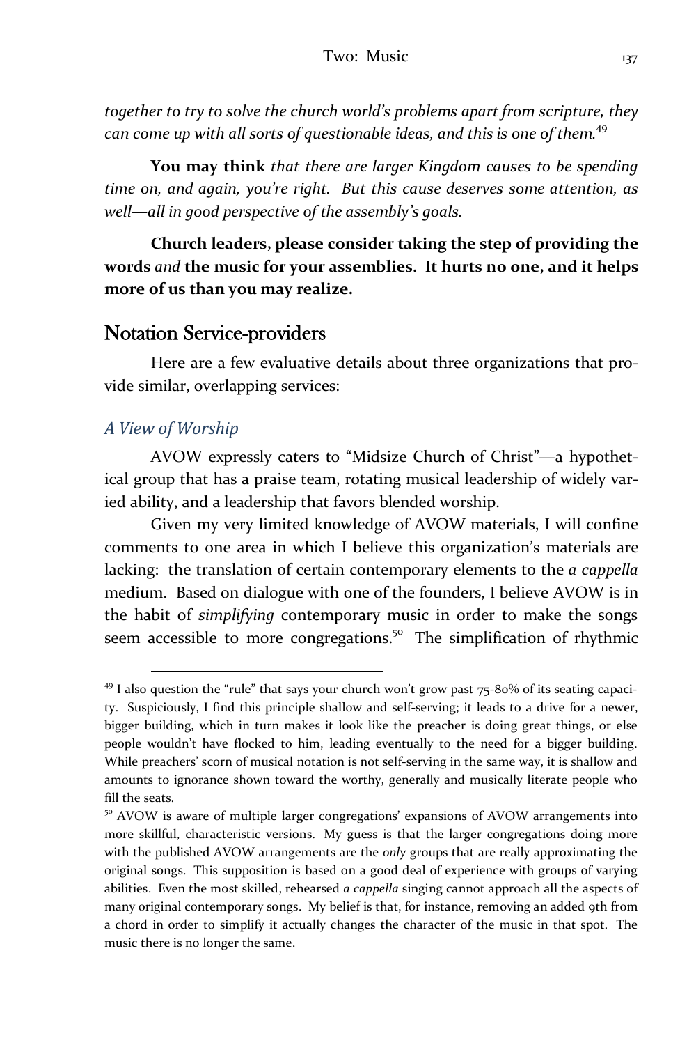*together to try to solve the church world's problems apart from scripture, they can come up with all sorts of questionable ideas, and this is one of them.*[49]

**You may think** *that there are larger Kingdom causes to be spending time on, and again, you're right. But this cause deserves some attention, as well—all in good perspective of the assembly's goals.*

**Church leaders, please consider taking the step of providing the words *and* the music for your assemblies. It hurts no one, and it helps more of us than you may realize.**

## Notation Service-providers

Here are a few evaluative details about three organizations that provide similar, overlapping services:

### *A View of Worship*

AVOW expressly caters to "Midsize Church of Christ"—a hypothetical group that has a praise team, rotating musical leadership of widely varied ability, and a leadership that favors blended worship.

Given my very limited knowledge of AVOW materials, I will confine comments to one area in which I believe this organization's materials are lacking: the translation of certain contemporary elements to the *a cappella* medium. Based on dialogue with one of the founders, I believe AVOW is in the habit of *simplifying* contemporary music in order to make the songs seem accessible to more congregations.[50] The simplification of rhythmic

---

[49] I also question the "rule" that says your church won't grow past 75-80% of its seating capacity. Suspiciously, I find this principle shallow and self-serving; it leads to a drive for a newer, bigger building, which in turn makes it look like the preacher is doing great things, or else people wouldn't have flocked to him, leading eventually to the need for a bigger building. While preachers' scorn of musical notation is not self-serving in the same way, it is shallow and amounts to ignorance shown toward the worthy, generally and musically literate people who fill the seats.

[50] AVOW is aware of multiple larger congregations' expansions of AVOW arrangements into more skillful, characteristic versions. My guess is that the larger congregations doing more with the published AVOW arrangements are the *only* groups that are really approximating the original songs. This supposition is based on a good deal of experience with groups of varying abilities. Even the most skilled, rehearsed *a cappella* singing cannot approach all the aspects of many original contemporary songs. My belief is that, for instance, removing an added 9th from a chord in order to simplify it actually changes the character of the music in that spot. The music there is no longer the same.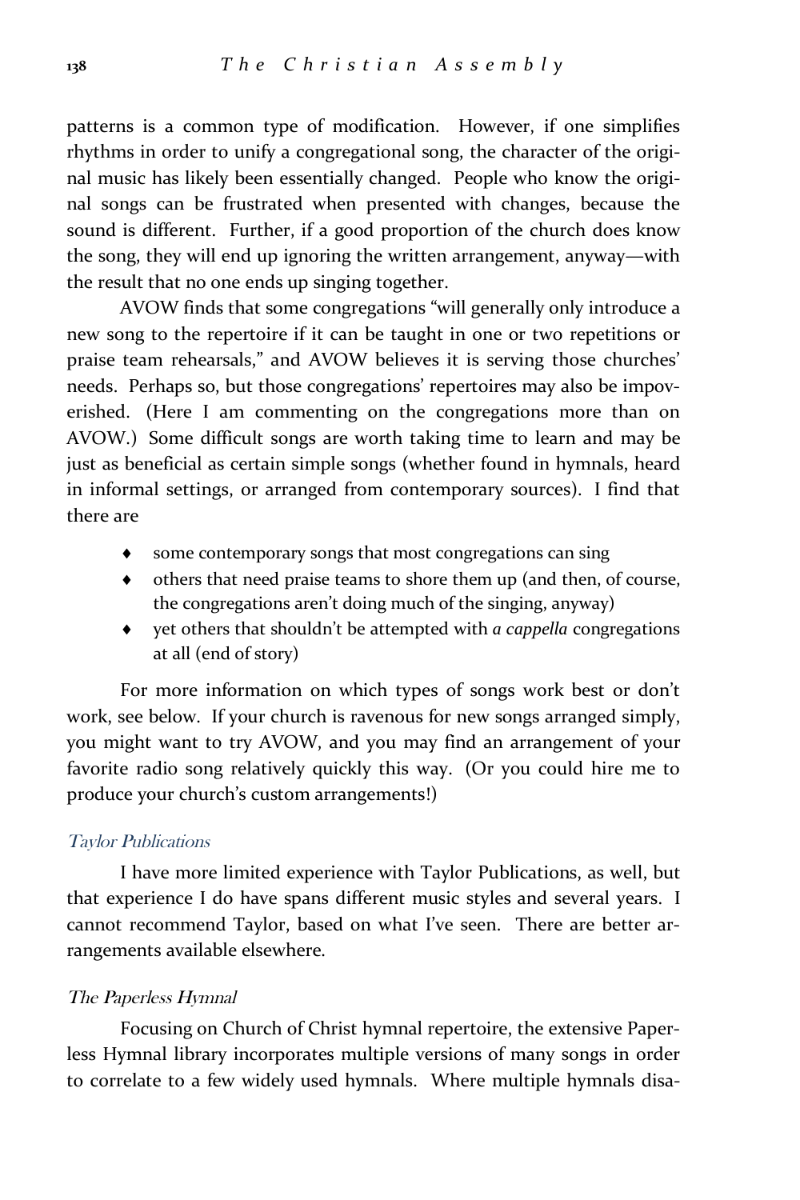patterns is a common type of modification. However, if one simplifies rhythms in order to unify a congregational song, the character of the original music has likely been essentially changed. People who know the original songs can be frustrated when presented with changes, because the sound is different. Further, if a good proportion of the church does know the song, they will end up ignoring the written arrangement, anyway—with the result that no one ends up singing together.

AVOW finds that some congregations "will generally only introduce a new song to the repertoire if it can be taught in one or two repetitions or praise team rehearsals," and AVOW believes it is serving those churches' needs. Perhaps so, but those congregations' repertoires may also be impoverished. (Here I am commenting on the congregations more than on AVOW.) Some difficult songs are worth taking time to learn and may be just as beneficial as certain simple songs (whether found in hymnals, heard in informal settings, or arranged from contemporary sources). I find that there are

- some contemporary songs that most congregations can sing
- others that need praise teams to shore them up (and then, of course, the congregations aren't doing much of the singing, anyway)
- yet others that shouldn't be attempted with *a cappella* congregations at all (end of story)

For more information on which types of songs work best or don't work, see below. If your church is ravenous for new songs arranged simply, you might want to try AVOW, and you may find an arrangement of your favorite radio song relatively quickly this way. (Or you could hire me to produce your church's custom arrangements!)

### *Taylor Publications*

I have more limited experience with Taylor Publications, as well, but that experience I do have spans different music styles and several years. I cannot recommend Taylor, based on what I've seen. There are better arrangements available elsewhere.

### *The Paperless Hymnal*

Focusing on Church of Christ hymnal repertoire, the extensive Paperless Hymnal library incorporates multiple versions of many songs in order to correlate to a few widely used hymnals. Where multiple hymnals disa-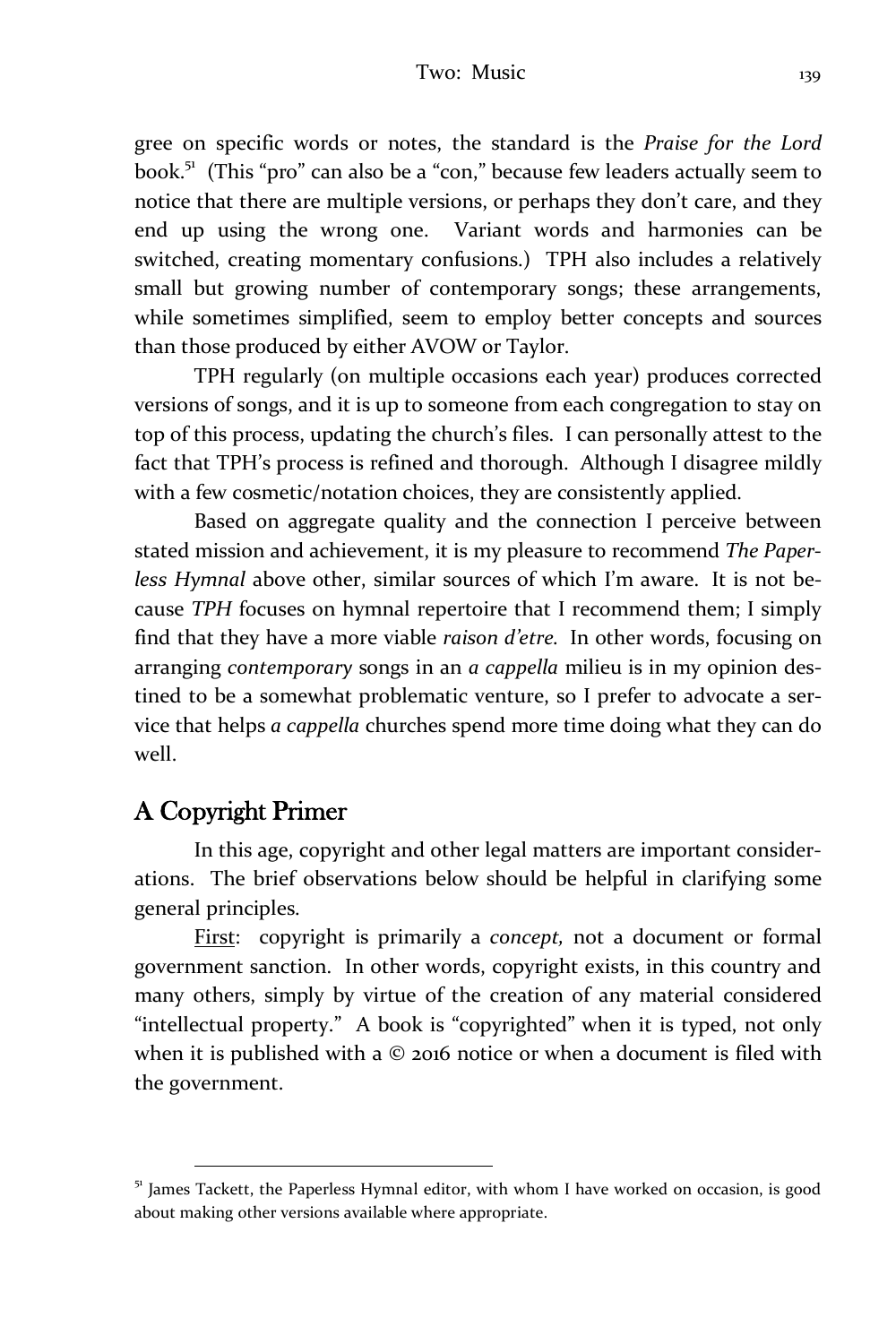gree on specific words or notes, the standard is the *Praise for the Lord* book.[51] (This "pro" can also be a "con," because few leaders actually seem to notice that there are multiple versions, or perhaps they don't care, and they end up using the wrong one. Variant words and harmonies can be switched, creating momentary confusions.) TPH also includes a relatively small but growing number of contemporary songs; these arrangements, while sometimes simplified, seem to employ better concepts and sources than those produced by either AVOW or Taylor.

TPH regularly (on multiple occasions each year) produces corrected versions of songs, and it is up to someone from each congregation to stay on top of this process, updating the church's files. I can personally attest to the fact that TPH's process is refined and thorough. Although I disagree mildly with a few cosmetic/notation choices, they are consistently applied.

Based on aggregate quality and the connection I perceive between stated mission and achievement, it is my pleasure to recommend *The Paperless Hymnal* above other, similar sources of which I'm aware. It is not because *TPH* focuses on hymnal repertoire that I recommend them; I simply find that they have a more viable *raison d'etre*. In other words, focusing on arranging *contemporary* songs in an *a cappella* milieu is in my opinion destined to be a somewhat problematic venture, so I prefer to advocate a service that helps *a cappella* churches spend more time doing what they can do well.

## A Copyright Primer

In this age, copyright and other legal matters are important considerations. The brief observations below should be helpful in clarifying some general principles.

First: copyright is primarily a *concept,* not a document or formal government sanction. In other words, copyright exists, in this country and many others, simply by virtue of the creation of any material considered "intellectual property." A book is "copyrighted" when it is typed, not only when it is published with a © 2016 notice or when a document is filed with the government.

---

[51] James Tackett, the Paperless Hymnal editor, with whom I have worked on occasion, is good about making other versions available where appropriate.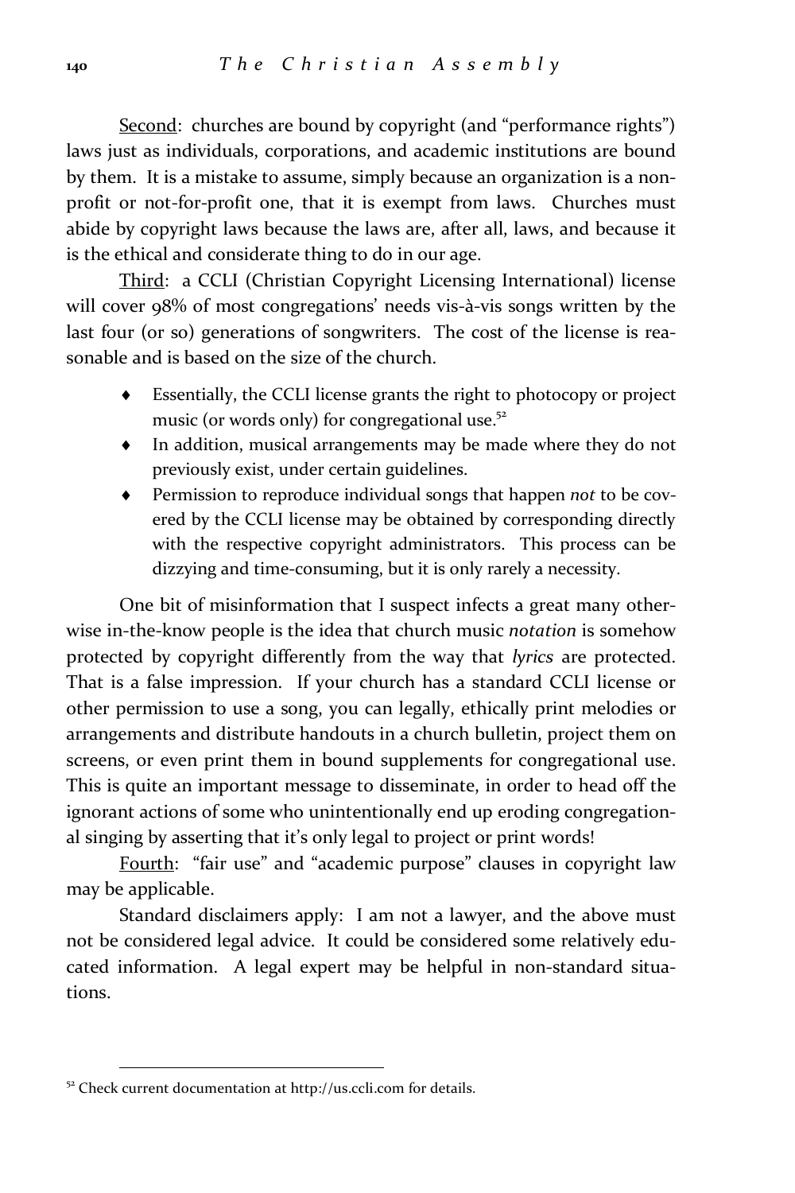Second: churches are bound by copyright (and "performance rights") laws just as individuals, corporations, and academic institutions are bound by them. It is a mistake to assume, simply because an organization is a non-profit or not-for-profit one, that it is exempt from laws. Churches must abide by copyright laws because the laws are, after all, laws, and because it is the ethical and considerate thing to do in our age.

Third: a CCLI (Christian Copyright Licensing International) license will cover 98% of most congregations' needs vis-à-vis songs written by the last four (or so) generations of songwriters. The cost of the license is reasonable and is based on the size of the church.

- Essentially, the CCLI license grants the right to photocopy or project music (or words only) for congregational use.[52]
- In addition, musical arrangements may be made where they do not previously exist, under certain guidelines.
- Permission to reproduce individual songs that happen *not* to be covered by the CCLI license may be obtained by corresponding directly with the respective copyright administrators. This process can be dizzying and time-consuming, but it is only rarely a necessity.

One bit of misinformation that I suspect infects a great many otherwise in-the-know people is the idea that church music *notation* is somehow protected by copyright differently from the way that *lyrics* are protected. That is a false impression. If your church has a standard CCLI license or other permission to use a song, you can legally, ethically print melodies or arrangements and distribute handouts in a church bulletin, project them on screens, or even print them in bound supplements for congregational use. This is quite an important message to disseminate, in order to head off the ignorant actions of some who unintentionally end up eroding congregational singing by asserting that it's only legal to project or print words!

Fourth: "fair use" and "academic purpose" clauses in copyright law may be applicable.

Standard disclaimers apply: I am not a lawyer, and the above must not be considered legal advice. It could be considered some relatively educated information. A legal expert may be helpful in non-standard situations.

[52] Check current documentation at http://us.ccli.com for details.